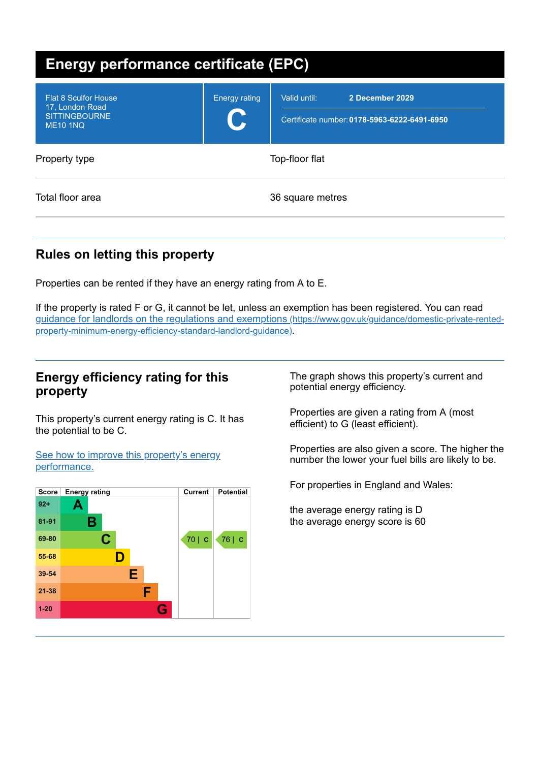# Energy performance certificate (EPC)

| | | |
|---|---|---|
| Flat 8 Sculfor House<br>17, London Road<br>SITTINGBOURNE<br>ME10 1NQ | Energy rating<br>**C** | Valid until: **2 December 2029**<br>Certificate number: **0178-5963-6222-6491-6950** |

| | |
|---|---|
| Property type | Top-floor flat |
| Total floor area | 36 square metres |

## Rules on letting this property

Properties can be rented if they have an energy rating from A to E.

If the property is rated F or G, it cannot be let, unless an exemption has been registered. You can read [guidance for landlords on the regulations and exemptions (https://www.gov.uk/guidance/domestic-private-rented-property-minimum-energy-efficiency-standard-landlord-guidance)](https://www.gov.uk/guidance/domestic-private-rented-property-minimum-energy-efficiency-standard-landlord-guidance).

## Energy efficiency rating for this property

This property's current energy rating is C. It has the potential to be C.

[See how to improve this property's energy performance.]()

| Score | Energy rating | Current | Potential |
|---|---|---|---|
| 92+ | A | | |
| 81-91 | B | | |
| 69-80 | C | 70 \| C | 76 \| C |
| 55-68 | D | | |
| 39-54 | E | | |
| 21-38 | F | | |
| 1-20 | G | | |

The graph shows this property's current and potential energy efficiency.

Properties are given a rating from A (most efficient) to G (least efficient).

Properties are also given a score. The higher the number the lower your fuel bills are likely to be.

For properties in England and Wales:

the average energy rating is D
the average energy score is 60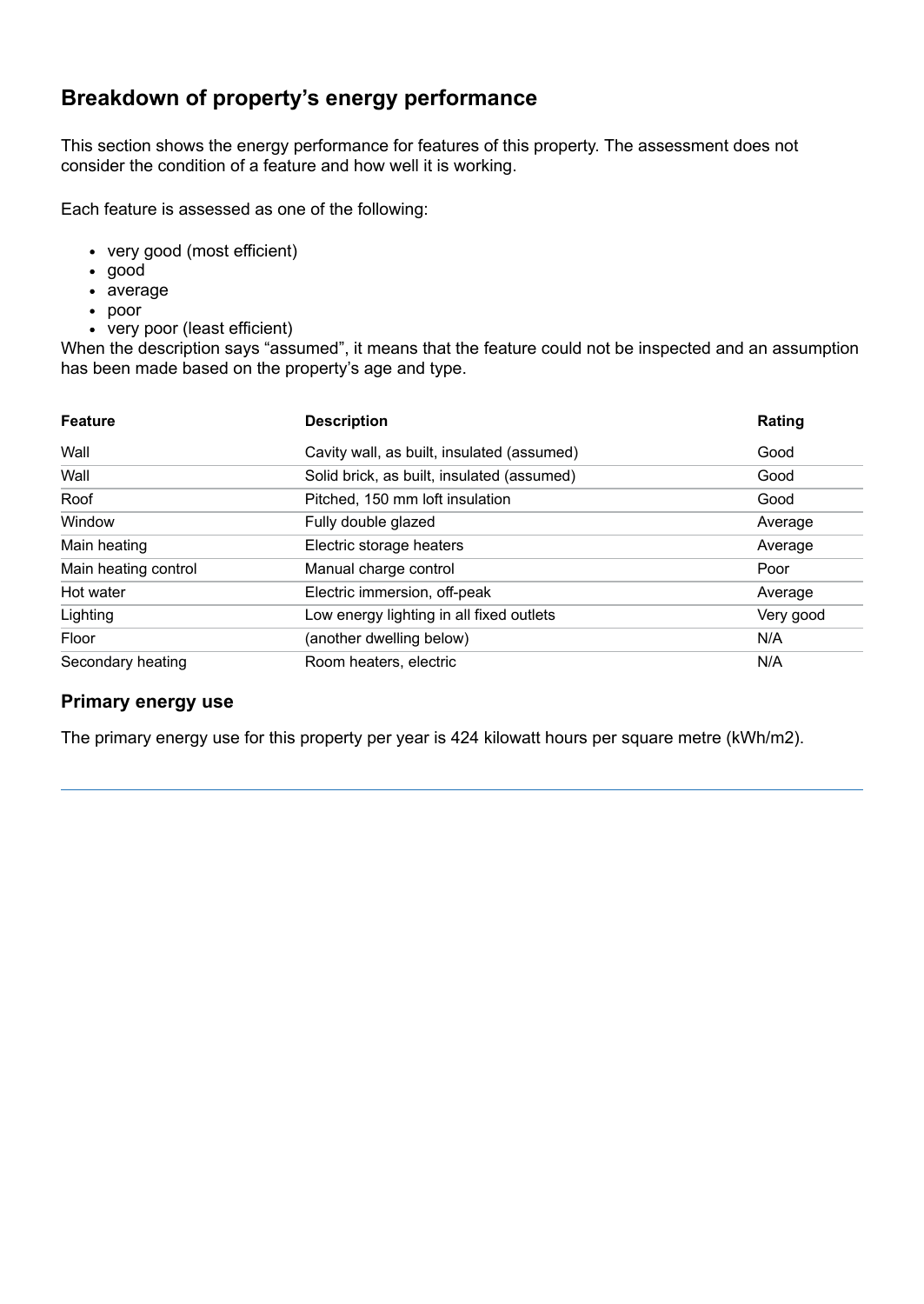## Breakdown of property's energy performance

This section shows the energy performance for features of this property. The assessment does not consider the condition of a feature and how well it is working.

Each feature is assessed as one of the following:

- very good (most efficient)
- good
- average
- poor
- very poor (least efficient)

When the description says "assumed", it means that the feature could not be inspected and an assumption has been made based on the property's age and type.

| Feature | Description | Rating |
|---|---|---|
| Wall | Cavity wall, as built, insulated (assumed) | Good |
| Wall | Solid brick, as built, insulated (assumed) | Good |
| Roof | Pitched, 150 mm loft insulation | Good |
| Window | Fully double glazed | Average |
| Main heating | Electric storage heaters | Average |
| Main heating control | Manual charge control | Poor |
| Hot water | Electric immersion, off-peak | Average |
| Lighting | Low energy lighting in all fixed outlets | Very good |
| Floor | (another dwelling below) | N/A |
| Secondary heating | Room heaters, electric | N/A |

### Primary energy use

The primary energy use for this property per year is 424 kilowatt hours per square metre (kWh/m2).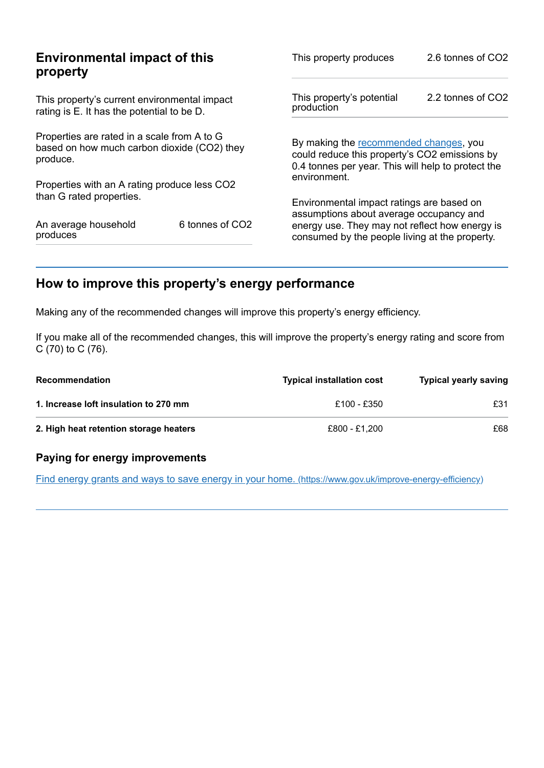## Environmental impact of this property

This property's current environmental impact rating is E. It has the potential to be D.

Properties are rated in a scale from A to G based on how much carbon dioxide ($CO_2$) they produce.

Properties with an A rating produce less $CO_2$ than G rated properties.

| | |
|---|---|
| An average household produces | 6 tonnes of $CO_2$ |
| This property produces | 2.6 tonnes of $CO_2$ |
| This property's potential production | 2.2 tonnes of $CO_2$ |

By making the recommended changes, you could reduce this property's $CO_2$ emissions by 0.4 tonnes per year. This will help to protect the environment.

Environmental impact ratings are based on assumptions about average occupancy and energy use. They may not reflect how energy is consumed by the people living at the property.

## How to improve this property's energy performance

Making any of the recommended changes will improve this property's energy efficiency.

If you make all of the recommended changes, this will improve the property's energy rating and score from C (70) to C (76).

| Recommendation | Typical installation cost | Typical yearly saving |
|---|---|---|
| **1. Increase loft insulation to 270 mm** | £100 - £350 | £31 |
| **2. High heat retention storage heaters** | £800 - £1,200 | £68 |

### Paying for energy improvements

Find energy grants and ways to save energy in your home. (https://www.gov.uk/improve-energy-efficiency)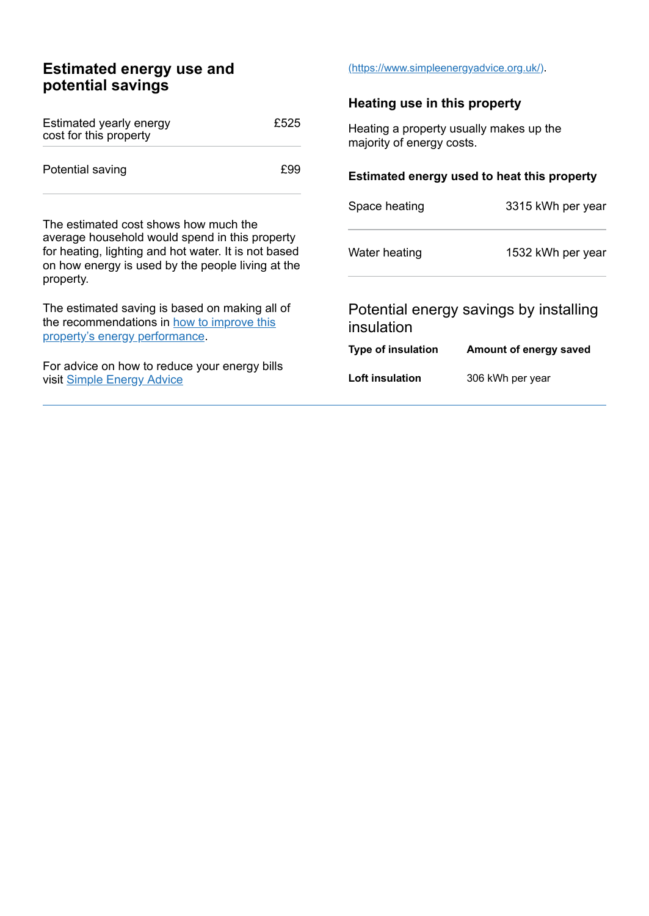## Estimated energy use and potential savings

| | |
|---|---|
| Estimated yearly energy cost for this property | £525 |
| Potential saving | £99 |

The estimated cost shows how much the average household would spend in this property for heating, lighting and hot water. It is not based on how energy is used by the people living at the property.

The estimated saving is based on making all of the recommendations in how to improve this property's energy performance.

For advice on how to reduce your energy bills visit Simple Energy Advice (https://www.simpleenergyadvice.org.uk/).

### Heating use in this property

Heating a property usually makes up the majority of energy costs.

#### Estimated energy used to heat this property

| | |
|---|---|
| Space heating | 3315 kWh per year |
| Water heating | 1532 kWh per year |

### Potential energy savings by installing insulation

| Type of insulation | Amount of energy saved |
|---|---|
| **Loft insulation** | 306 kWh per year |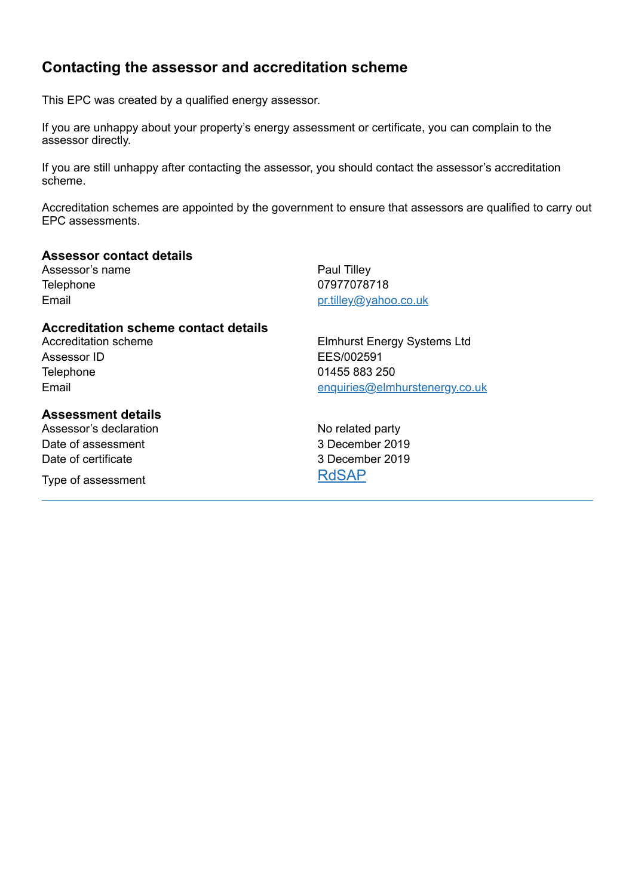## Contacting the assessor and accreditation scheme

This EPC was created by a qualified energy assessor.

If you are unhappy about your property's energy assessment or certificate, you can complain to the assessor directly.

If you are still unhappy after contacting the assessor, you should contact the assessor's accreditation scheme.

Accreditation schemes are appointed by the government to ensure that assessors are qualified to carry out EPC assessments.

### Assessor contact details

| | |
|---|---|
| Assessor's name | Paul Tilley |
| Telephone | 07977078718 |
| Email | pr.tilley@yahoo.co.uk |

### Accreditation scheme contact details

| | |
|---|---|
| Accreditation scheme | Elmhurst Energy Systems Ltd |
| Assessor ID | EES/002591 |
| Telephone | 01455 883 250 |
| Email | enquiries@elmhurstenergy.co.uk |

### Assessment details

| | |
|---|---|
| Assessor's declaration | No related party |
| Date of assessment | 3 December 2019 |
| Date of certificate | 3 December 2019 |
| Type of assessment | RdSAP |